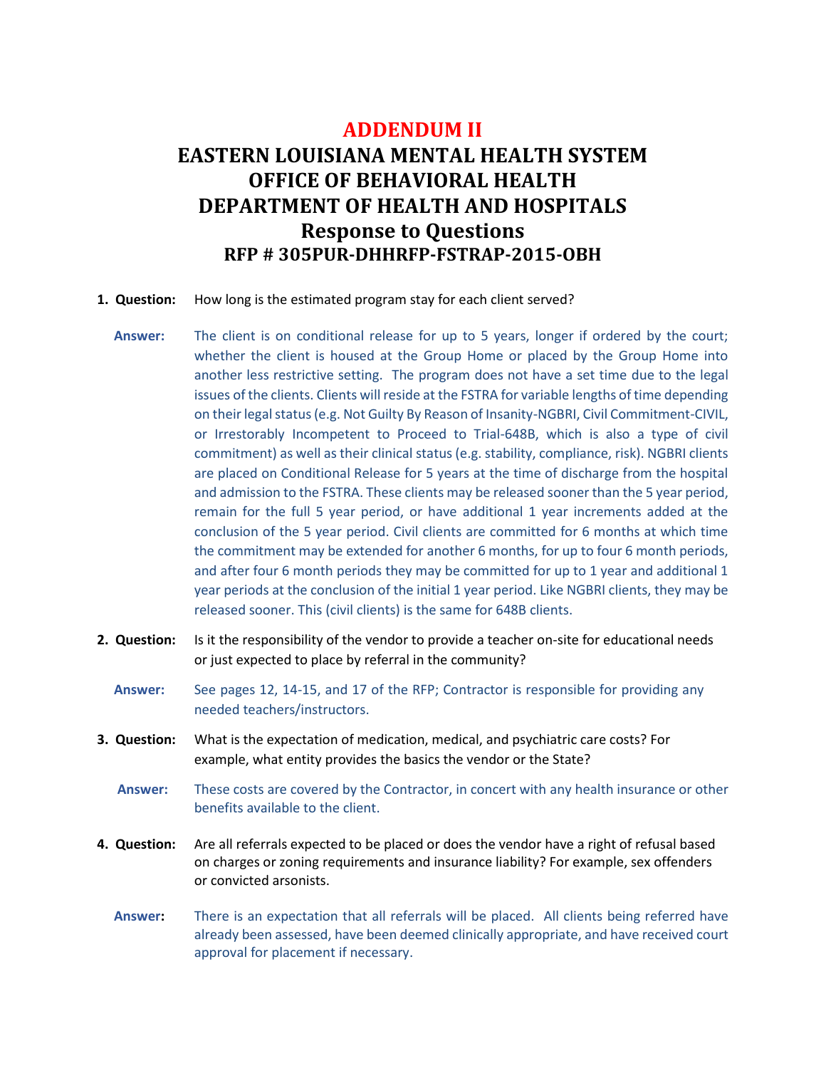# ADDENDUM II

# EASTERN LOUISIANA MENTAL HEALTH SYSTEM
# OFFICE OF BEHAVIORAL HEALTH
# DEPARTMENT OF HEALTH AND HOSPITALS
## Response to Questions
### RFP # 305PUR-DHHRFP-FSTRAP-2015-OBH

1. **Question:** How long is the estimated program stay for each client served?

   **Answer:** The client is on conditional release for up to 5 years, longer if ordered by the court; whether the client is housed at the Group Home or placed by the Group Home into another less restrictive setting. The program does not have a set time due to the legal issues of the clients. Clients will reside at the FSTRA for variable lengths of time depending on their legal status (e.g. Not Guilty By Reason of Insanity-NGBRI, Civil Commitment-CIVIL, or Irrestorably Incompetent to Proceed to Trial-648B, which is also a type of civil commitment) as well as their clinical status (e.g. stability, compliance, risk). NGBRI clients are placed on Conditional Release for 5 years at the time of discharge from the hospital and admission to the FSTRA. These clients may be released sooner than the 5 year period, remain for the full 5 year period, or have additional 1 year increments added at the conclusion of the 5 year period. Civil clients are committed for 6 months at which time the commitment may be extended for another 6 months, for up to four 6 month periods, and after four 6 month periods they may be committed for up to 1 year and additional 1 year periods at the conclusion of the initial 1 year period. Like NGBRI clients, they may be released sooner. This (civil clients) is the same for 648B clients.

2. **Question:** Is it the responsibility of the vendor to provide a teacher on-site for educational needs or just expected to place by referral in the community?

   **Answer:** See pages 12, 14-15, and 17 of the RFP; Contractor is responsible for providing any needed teachers/instructors.

3. **Question:** What is the expectation of medication, medical, and psychiatric care costs? For example, what entity provides the basics the vendor or the State?

   **Answer:** These costs are covered by the Contractor, in concert with any health insurance or other benefits available to the client.

4. **Question:** Are all referrals expected to be placed or does the vendor have a right of refusal based on charges or zoning requirements and insurance liability? For example, sex offenders or convicted arsonists.

   **Answer:** There is an expectation that all referrals will be placed. All clients being referred have already been assessed, have been deemed clinically appropriate, and have received court approval for placement if necessary.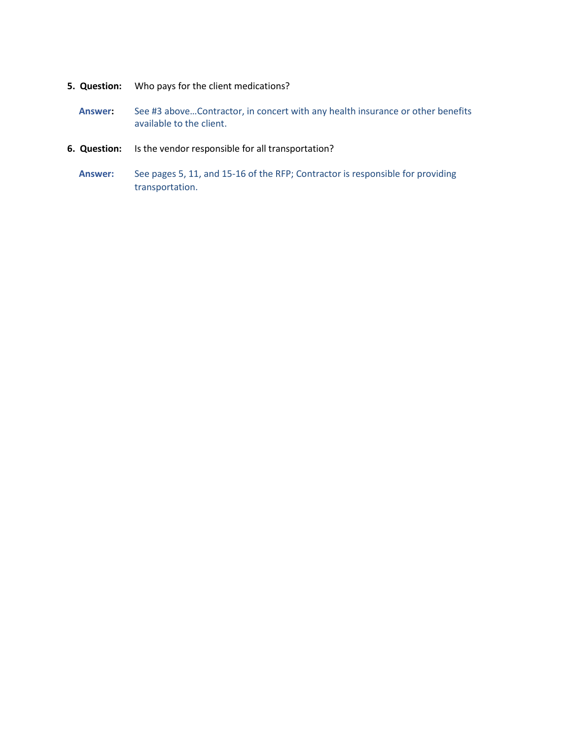5. **Question:** Who pays for the client medications?

   **Answer:** See #3 above…Contractor, in concert with any health insurance or other benefits available to the client.

6. **Question:** Is the vendor responsible for all transportation?

   **Answer:** See pages 5, 11, and 15-16 of the RFP; Contractor is responsible for providing transportation.